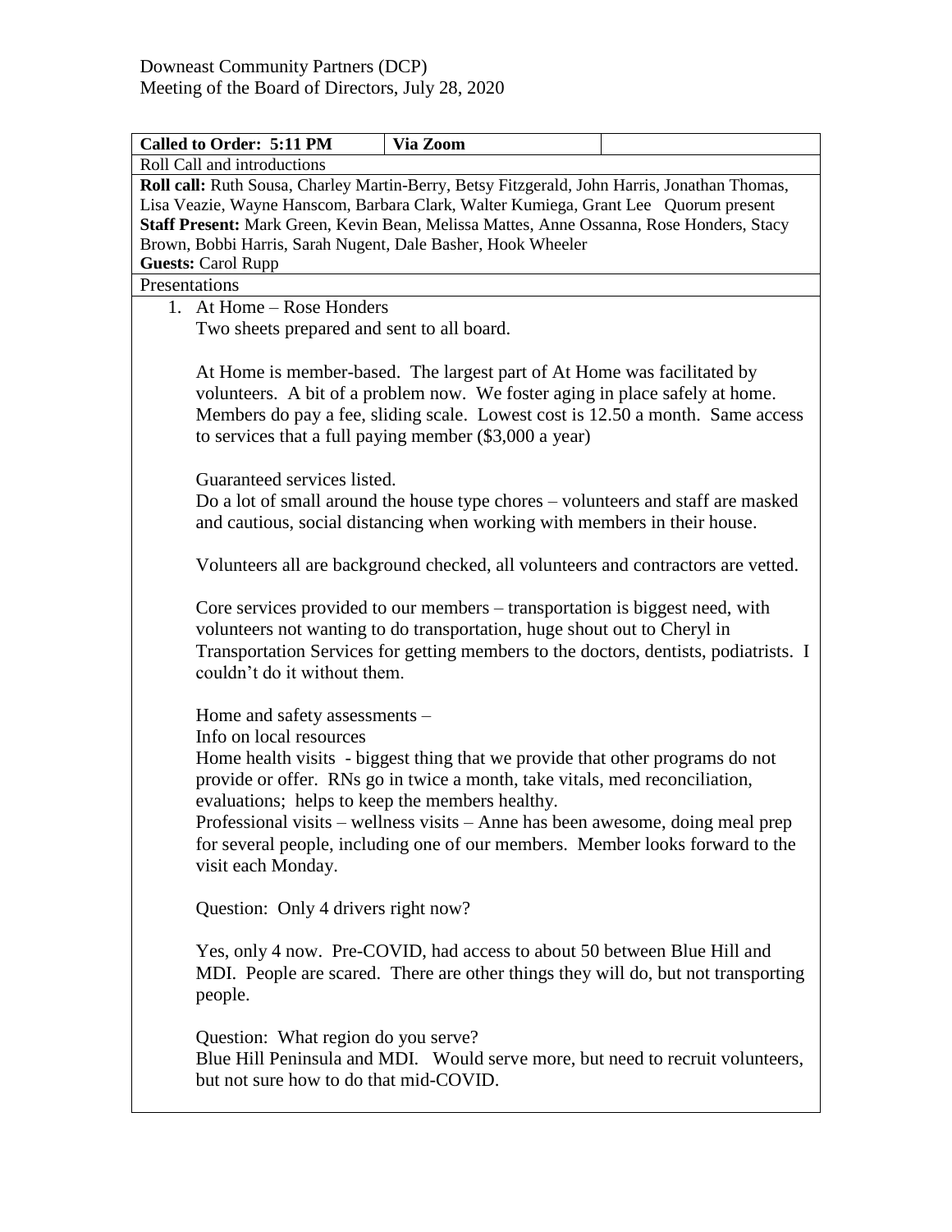Downeast Community Partners (DCP)
Meeting of the Board of Directors, July 28, 2020

| **Called to Order: 5:11 PM** | **Via Zoom** | |
|---|---|---|

Roll Call and introductions

**Roll call:** Ruth Sousa, Charley Martin-Berry, Betsy Fitzgerald, John Harris, Jonathan Thomas, Lisa Veazie, Wayne Hanscom, Barbara Clark, Walter Kumiega, Grant Lee Quorum present

**Staff Present:** Mark Green, Kevin Bean, Melissa Mattes, Anne Ossanna, Rose Honders, Stacy Brown, Bobbi Harris, Sarah Nugent, Dale Basher, Hook Wheeler

**Guests:** Carol Rupp

Presentations

1. At Home – Rose Honders

   Two sheets prepared and sent to all board.

   At Home is member-based. The largest part of At Home was facilitated by volunteers. A bit of a problem now. We foster aging in place safely at home. Members do pay a fee, sliding scale. Lowest cost is 12.50 a month. Same access to services that a full paying member ($3,000 a year)

   Guaranteed services listed.
   Do a lot of small around the house type chores – volunteers and staff are masked and cautious, social distancing when working with members in their house.

   Volunteers all are background checked, all volunteers and contractors are vetted.

   Core services provided to our members – transportation is biggest need, with volunteers not wanting to do transportation, huge shout out to Cheryl in Transportation Services for getting members to the doctors, dentists, podiatrists. I couldn't do it without them.

   Home and safety assessments –
   Info on local resources
   Home health visits - biggest thing that we provide that other programs do not provide or offer. RNs go in twice a month, take vitals, med reconciliation, evaluations; helps to keep the members healthy.
   Professional visits – wellness visits – Anne has been awesome, doing meal prep for several people, including one of our members. Member looks forward to the visit each Monday.

   Question: Only 4 drivers right now?

   Yes, only 4 now. Pre-COVID, had access to about 50 between Blue Hill and MDI. People are scared. There are other things they will do, but not transporting people.

   Question: What region do you serve?
   Blue Hill Peninsula and MDI. Would serve more, but need to recruit volunteers, but not sure how to do that mid-COVID.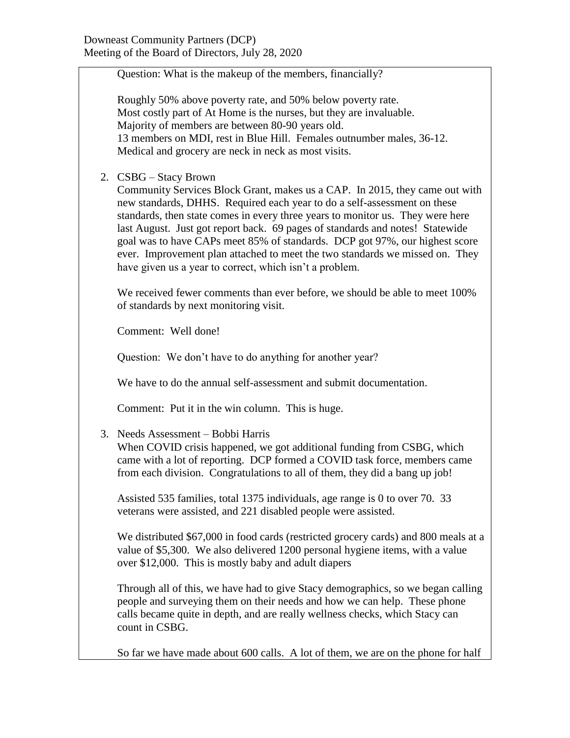Question: What is the makeup of the members, financially?

Roughly 50% above poverty rate, and 50% below poverty rate.
Most costly part of At Home is the nurses, but they are invaluable.
Majority of members are between 80-90 years old.
13 members on MDI, rest in Blue Hill. Females outnumber males, 36-12.
Medical and grocery are neck in neck as most visits.

2. CSBG – Stacy Brown

   Community Services Block Grant, makes us a CAP. In 2015, they came out with new standards, DHHS. Required each year to do a self-assessment on these standards, then state comes in every three years to monitor us. They were here last August. Just got report back. 69 pages of standards and notes! Statewide goal was to have CAPs meet 85% of standards. DCP got 97%, our highest score ever. Improvement plan attached to meet the two standards we missed on. They have given us a year to correct, which isn't a problem.

   We received fewer comments than ever before, we should be able to meet 100% of standards by next monitoring visit.

   Comment: Well done!

   Question: We don't have to do anything for another year?

   We have to do the annual self-assessment and submit documentation.

   Comment: Put it in the win column. This is huge.

3. Needs Assessment – Bobbi Harris

   When COVID crisis happened, we got additional funding from CSBG, which came with a lot of reporting. DCP formed a COVID task force, members came from each division. Congratulations to all of them, they did a bang up job!

   Assisted 535 families, total 1375 individuals, age range is 0 to over 70. 33 veterans were assisted, and 221 disabled people were assisted.

   We distributed $67,000 in food cards (restricted grocery cards) and 800 meals at a value of $5,300. We also delivered 1200 personal hygiene items, with a value over $12,000. This is mostly baby and adult diapers

   Through all of this, we have had to give Stacy demographics, so we began calling people and surveying them on their needs and how we can help. These phone calls became quite in depth, and are really wellness checks, which Stacy can count in CSBG.

   So far we have made about 600 calls. A lot of them, we are on the phone for half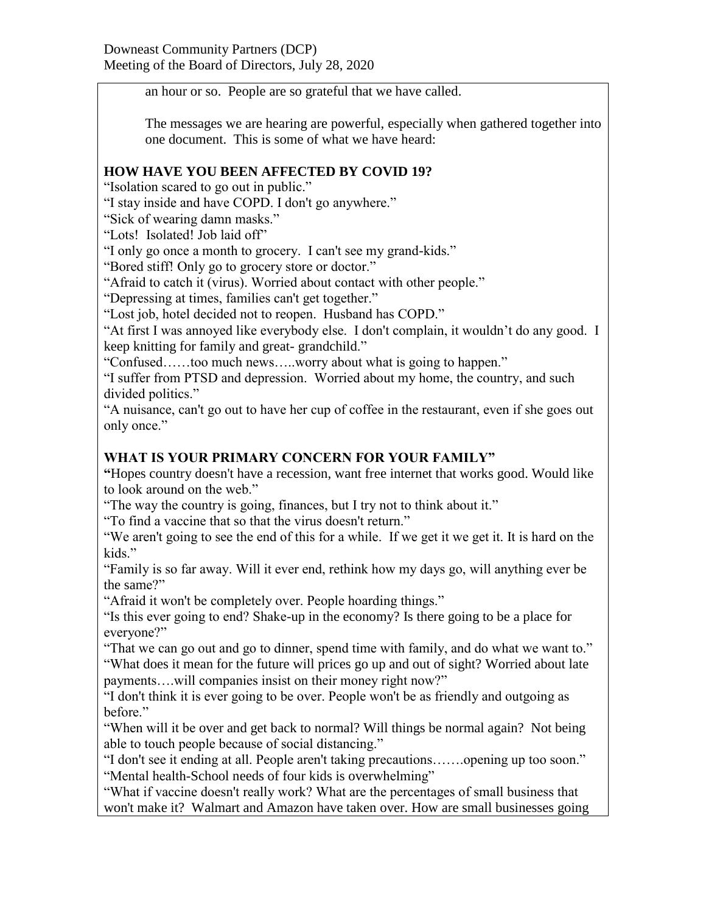an hour or so. People are so grateful that we have called.

The messages we are hearing are powerful, especially when gathered together into one document. This is some of what we have heard:

**HOW HAVE YOU BEEN AFFECTED BY COVID 19?**

"Isolation scared to go out in public."
"I stay inside and have COPD. I don't go anywhere."
"Sick of wearing damn masks."
"Lots! Isolated! Job laid off"
"I only go once a month to grocery. I can't see my grand-kids."
"Bored stiff! Only go to grocery store or doctor."
"Afraid to catch it (virus). Worried about contact with other people."
"Depressing at times, families can't get together."
"Lost job, hotel decided not to reopen. Husband has COPD."
"At first I was annoyed like everybody else. I don't complain, it wouldn't do any good. I keep knitting for family and great- grandchild."
"Confused……too much news…..worry about what is going to happen."
"I suffer from PTSD and depression. Worried about my home, the country, and such divided politics."
"A nuisance, can't go out to have her cup of coffee in the restaurant, even if she goes out only once."

**WHAT IS YOUR PRIMARY CONCERN FOR YOUR FAMILY"**

**"**Hopes country doesn't have a recession, want free internet that works good. Would like to look around on the web."
"The way the country is going, finances, but I try not to think about it."
"To find a vaccine that so that the virus doesn't return."
"We aren't going to see the end of this for a while. If we get it we get it. It is hard on the kids."
"Family is so far away. Will it ever end, rethink how my days go, will anything ever be the same?"
"Afraid it won't be completely over. People hoarding things."
"Is this ever going to end? Shake-up in the economy? Is there going to be a place for everyone?"
"That we can go out and go to dinner, spend time with family, and do what we want to."
"What does it mean for the future will prices go up and out of sight? Worried about late payments….will companies insist on their money right now?"
"I don't think it is ever going to be over. People won't be as friendly and outgoing as before."
"When will it be over and get back to normal? Will things be normal again? Not being able to touch people because of social distancing."
"I don't see it ending at all. People aren't taking precautions…….opening up too soon."
"Mental health-School needs of four kids is overwhelming"
"What if vaccine doesn't really work? What are the percentages of small business that won't make it? Walmart and Amazon have taken over. How are small businesses going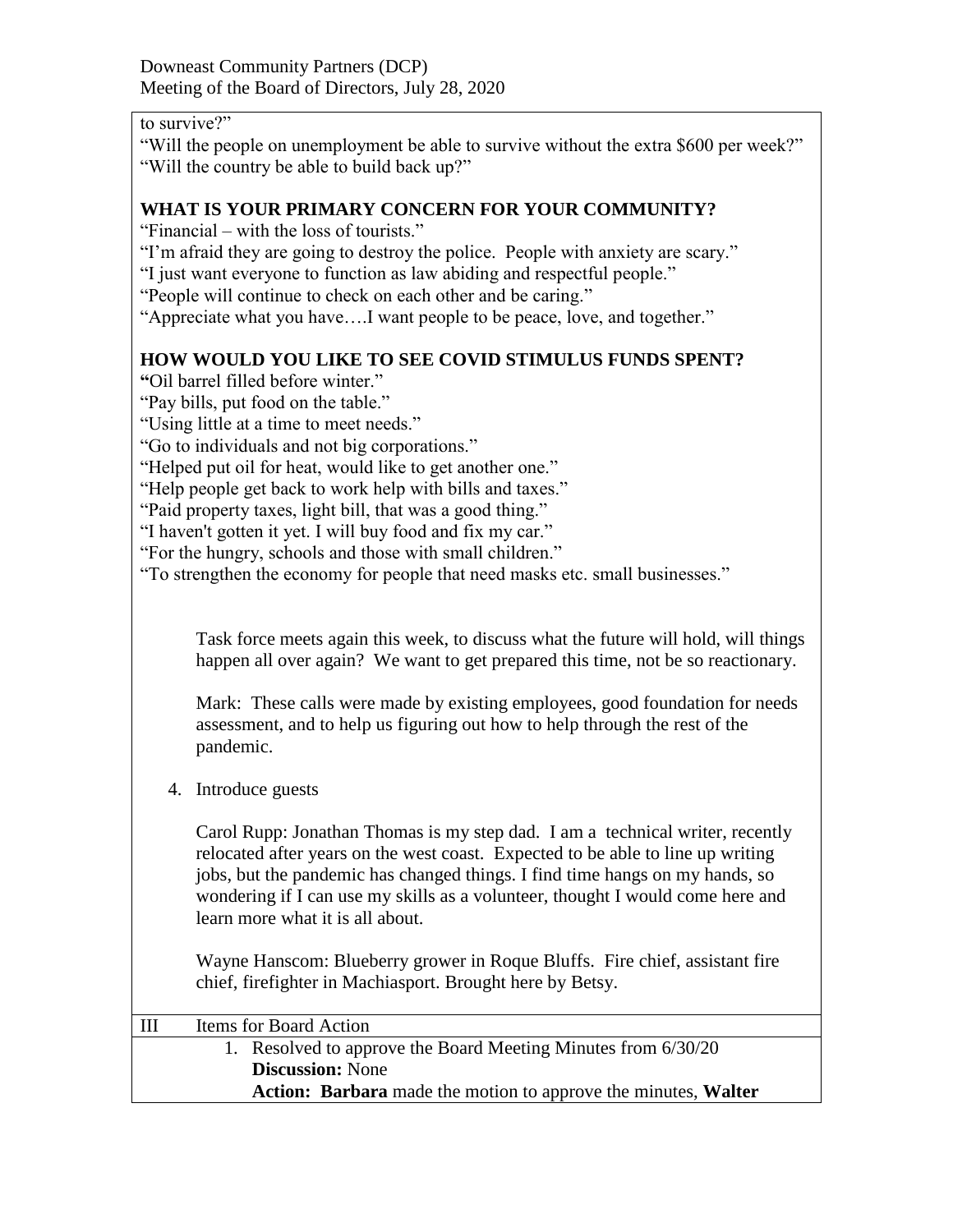to survive?"
"Will the people on unemployment be able to survive without the extra $600 per week?"
"Will the country be able to build back up?"

**WHAT IS YOUR PRIMARY CONCERN FOR YOUR COMMUNITY?**

"Financial – with the loss of tourists."
"I'm afraid they are going to destroy the police. People with anxiety are scary."
"I just want everyone to function as law abiding and respectful people."
"People will continue to check on each other and be caring."
"Appreciate what you have….I want people to be peace, love, and together."

**HOW WOULD YOU LIKE TO SEE COVID STIMULUS FUNDS SPENT?**

**"**Oil barrel filled before winter."
"Pay bills, put food on the table."
"Using little at a time to meet needs."
"Go to individuals and not big corporations."
"Helped put oil for heat, would like to get another one."
"Help people get back to work help with bills and taxes."
"Paid property taxes, light bill, that was a good thing."
"I haven't gotten it yet. I will buy food and fix my car."
"For the hungry, schools and those with small children."
"To strengthen the economy for people that need masks etc. small businesses."

Task force meets again this week, to discuss what the future will hold, will things happen all over again? We want to get prepared this time, not be so reactionary.

Mark: These calls were made by existing employees, good foundation for needs assessment, and to help us figuring out how to help through the rest of the pandemic.

4. Introduce guests

   Carol Rupp: Jonathan Thomas is my step dad. I am a technical writer, recently relocated after years on the west coast. Expected to be able to line up writing jobs, but the pandemic has changed things. I find time hangs on my hands, so wondering if I can use my skills as a volunteer, thought I would come here and learn more what it is all about.

   Wayne Hanscom: Blueberry grower in Roque Bluffs. Fire chief, assistant fire chief, firefighter in Machiasport. Brought here by Betsy.

| III | Items for Board Action |
|---|---|
| | 1. Resolved to approve the Board Meeting Minutes from 6/30/20<br>**Discussion:** None<br>**Action: Barbara** made the motion to approve the minutes, **Walter** |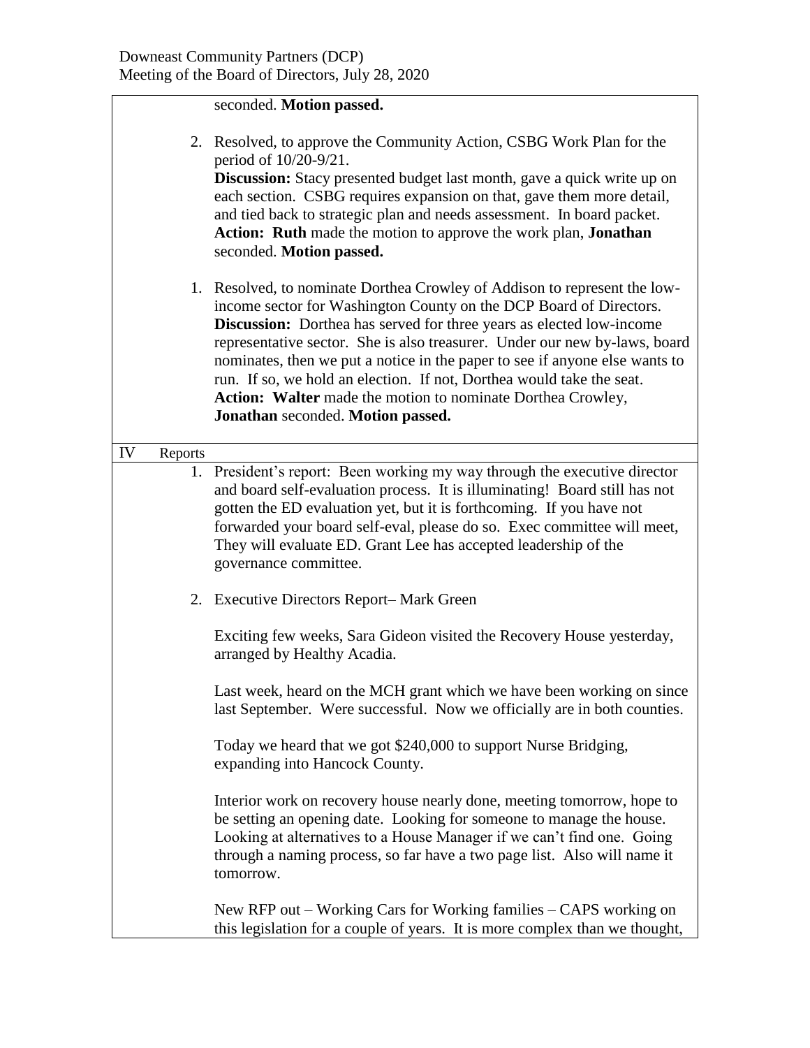seconded. **Motion passed.**

2. Resolved, to approve the Community Action, CSBG Work Plan for the period of 10/20-9/21.
**Discussion:** Stacy presented budget last month, gave a quick write up on each section. CSBG requires expansion on that, gave them more detail, and tied back to strategic plan and needs assessment. In board packet.
**Action: Ruth** made the motion to approve the work plan, **Jonathan** seconded. **Motion passed.**

1. Resolved, to nominate Dorthea Crowley of Addison to represent the low-income sector for Washington County on the DCP Board of Directors.
**Discussion:** Dorthea has served for three years as elected low-income representative sector. She is also treasurer. Under our new by-laws, board nominates, then we put a notice in the paper to see if anyone else wants to run. If so, we hold an election. If not, Dorthea would take the seat.
**Action: Walter** made the motion to nominate Dorthea Crowley, **Jonathan** seconded. **Motion passed.**

IV Reports

1. President's report: Been working my way through the executive director and board self-evaluation process. It is illuminating! Board still has not gotten the ED evaluation yet, but it is forthcoming. If you have not forwarded your board self-eval, please do so. Exec committee will meet, They will evaluate ED. Grant Lee has accepted leadership of the governance committee.

2. Executive Directors Report– Mark Green

   Exciting few weeks, Sara Gideon visited the Recovery House yesterday, arranged by Healthy Acadia.

   Last week, heard on the MCH grant which we have been working on since last September. Were successful. Now we officially are in both counties.

   Today we heard that we got $240,000 to support Nurse Bridging, expanding into Hancock County.

   Interior work on recovery house nearly done, meeting tomorrow, hope to be setting an opening date. Looking for someone to manage the house. Looking at alternatives to a House Manager if we can't find one. Going through a naming process, so far have a two page list. Also will name it tomorrow.

   New RFP out – Working Cars for Working families – CAPS working on this legislation for a couple of years. It is more complex than we thought,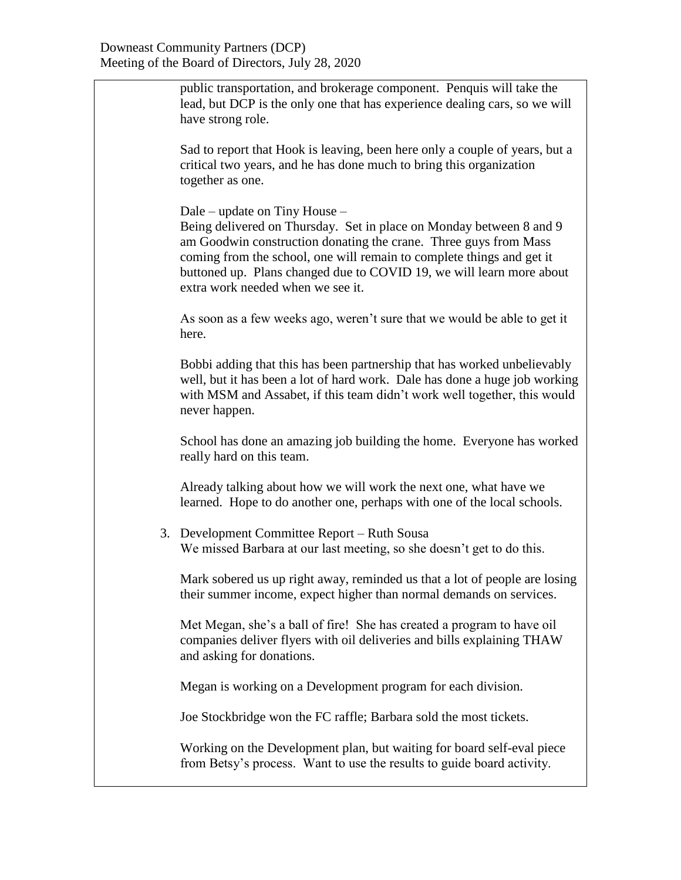public transportation, and brokerage component. Penquis will take the lead, but DCP is the only one that has experience dealing cars, so we will have strong role.

Sad to report that Hook is leaving, been here only a couple of years, but a critical two years, and he has done much to bring this organization together as one.

Dale – update on Tiny House –
Being delivered on Thursday. Set in place on Monday between 8 and 9 am Goodwin construction donating the crane. Three guys from Mass coming from the school, one will remain to complete things and get it buttoned up. Plans changed due to COVID 19, we will learn more about extra work needed when we see it.

As soon as a few weeks ago, weren't sure that we would be able to get it here.

Bobbi adding that this has been partnership that has worked unbelievably well, but it has been a lot of hard work. Dale has done a huge job working with MSM and Assabet, if this team didn't work well together, this would never happen.

School has done an amazing job building the home. Everyone has worked really hard on this team.

Already talking about how we will work the next one, what have we learned. Hope to do another one, perhaps with one of the local schools.

3. Development Committee Report – Ruth Sousa
   We missed Barbara at our last meeting, so she doesn't get to do this.

   Mark sobered us up right away, reminded us that a lot of people are losing their summer income, expect higher than normal demands on services.

   Met Megan, she's a ball of fire! She has created a program to have oil companies deliver flyers with oil deliveries and bills explaining THAW and asking for donations.

   Megan is working on a Development program for each division.

   Joe Stockbridge won the FC raffle; Barbara sold the most tickets.

   Working on the Development plan, but waiting for board self-eval piece from Betsy's process. Want to use the results to guide board activity.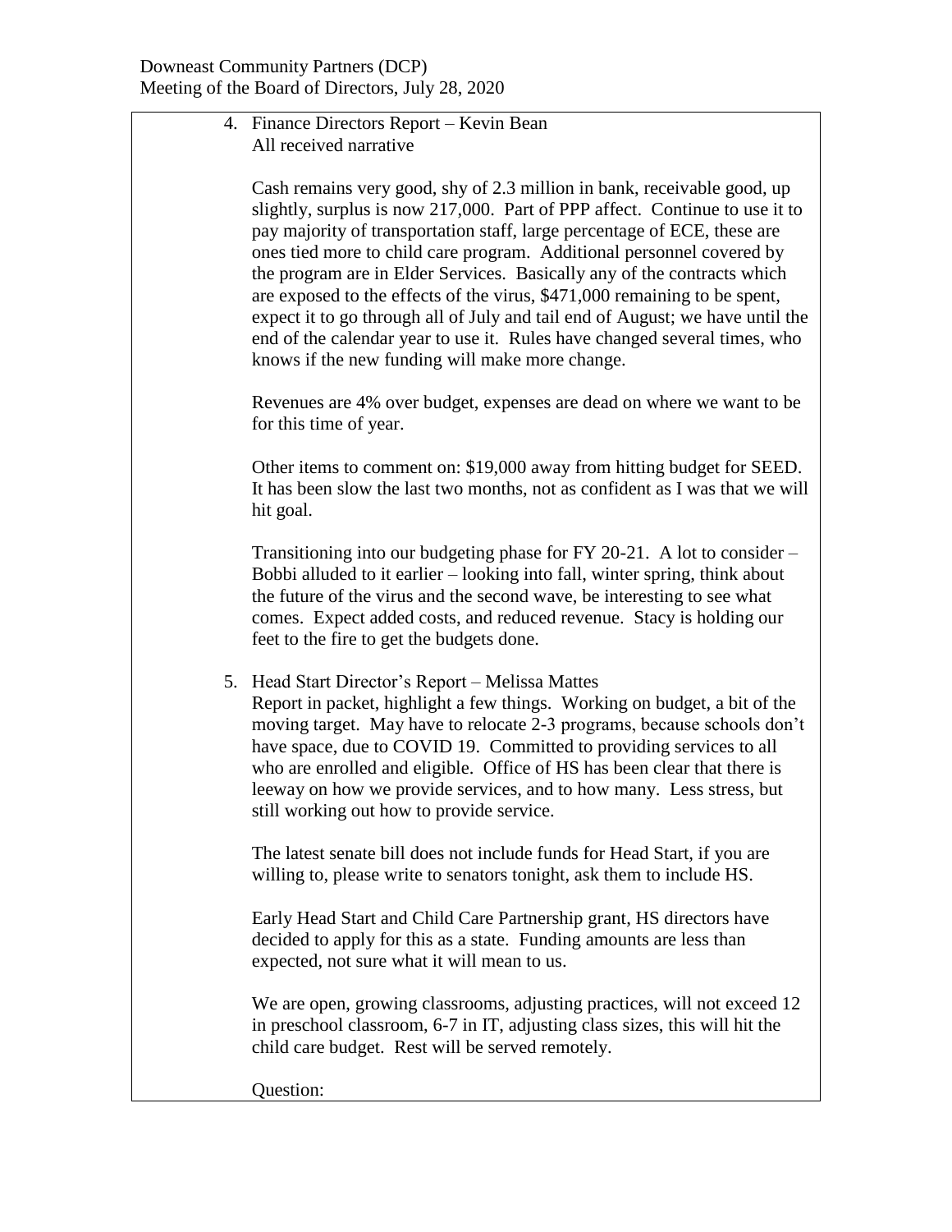4. Finance Directors Report – Kevin Bean
   All received narrative

   Cash remains very good, shy of 2.3 million in bank, receivable good, up slightly, surplus is now 217,000. Part of PPP affect. Continue to use it to pay majority of transportation staff, large percentage of ECE, these are ones tied more to child care program. Additional personnel covered by the program are in Elder Services. Basically any of the contracts which are exposed to the effects of the virus, $471,000 remaining to be spent, expect it to go through all of July and tail end of August; we have until the end of the calendar year to use it. Rules have changed several times, who knows if the new funding will make more change.

   Revenues are 4% over budget, expenses are dead on where we want to be for this time of year.

   Other items to comment on: $19,000 away from hitting budget for SEED. It has been slow the last two months, not as confident as I was that we will hit goal.

   Transitioning into our budgeting phase for FY 20-21. A lot to consider – Bobbi alluded to it earlier – looking into fall, winter spring, think about the future of the virus and the second wave, be interesting to see what comes. Expect added costs, and reduced revenue. Stacy is holding our feet to the fire to get the budgets done.

5. Head Start Director's Report – Melissa Mattes
   Report in packet, highlight a few things. Working on budget, a bit of the moving target. May have to relocate 2-3 programs, because schools don't have space, due to COVID 19. Committed to providing services to all who are enrolled and eligible. Office of HS has been clear that there is leeway on how we provide services, and to how many. Less stress, but still working out how to provide service.

   The latest senate bill does not include funds for Head Start, if you are willing to, please write to senators tonight, ask them to include HS.

   Early Head Start and Child Care Partnership grant, HS directors have decided to apply for this as a state. Funding amounts are less than expected, not sure what it will mean to us.

   We are open, growing classrooms, adjusting practices, will not exceed 12 in preschool classroom, 6-7 in IT, adjusting class sizes, this will hit the child care budget. Rest will be served remotely.

   Question: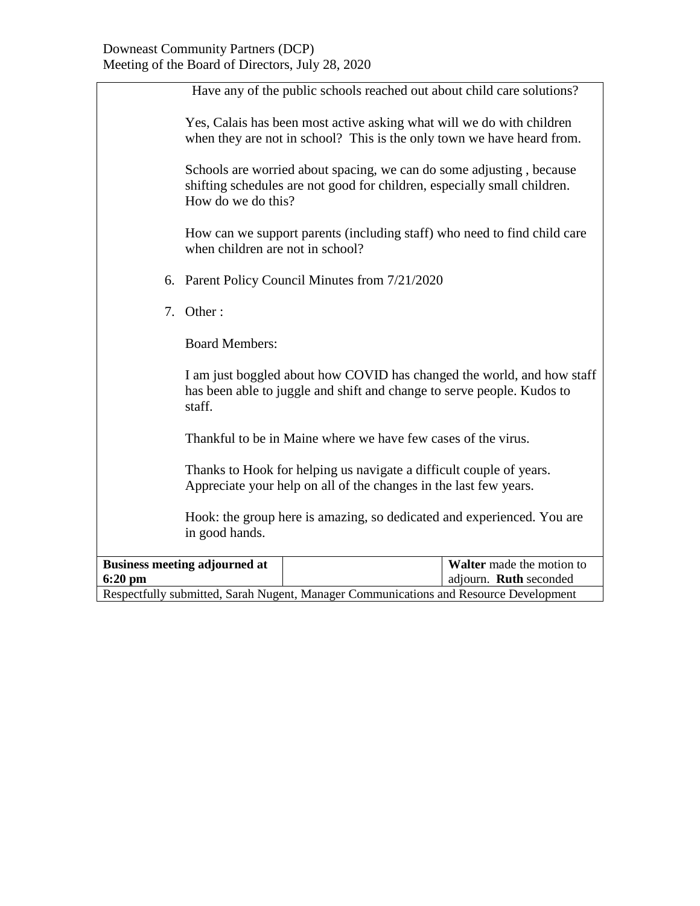Have any of the public schools reached out about child care solutions?

Yes, Calais has been most active asking what will we do with children when they are not in school? This is the only town we have heard from.

Schools are worried about spacing, we can do some adjusting , because shifting schedules are not good for children, especially small children. How do we do this?

How can we support parents (including staff) who need to find child care when children are not in school?

6. Parent Policy Council Minutes from 7/21/2020

7. Other :

Board Members:

I am just boggled about how COVID has changed the world, and how staff has been able to juggle and shift and change to serve people. Kudos to staff.

Thankful to be in Maine where we have few cases of the virus.

Thanks to Hook for helping us navigate a difficult couple of years. Appreciate your help on all of the changes in the last few years.

Hook: the group here is amazing, so dedicated and experienced. You are in good hands.

| | | |
|---|---|---|
| **Business meeting adjourned at 6:20 pm** | | **Walter** made the motion to adjourn. **Ruth** seconded |
| Respectfully submitted, Sarah Nugent, Manager Communications and Resource Development | | |